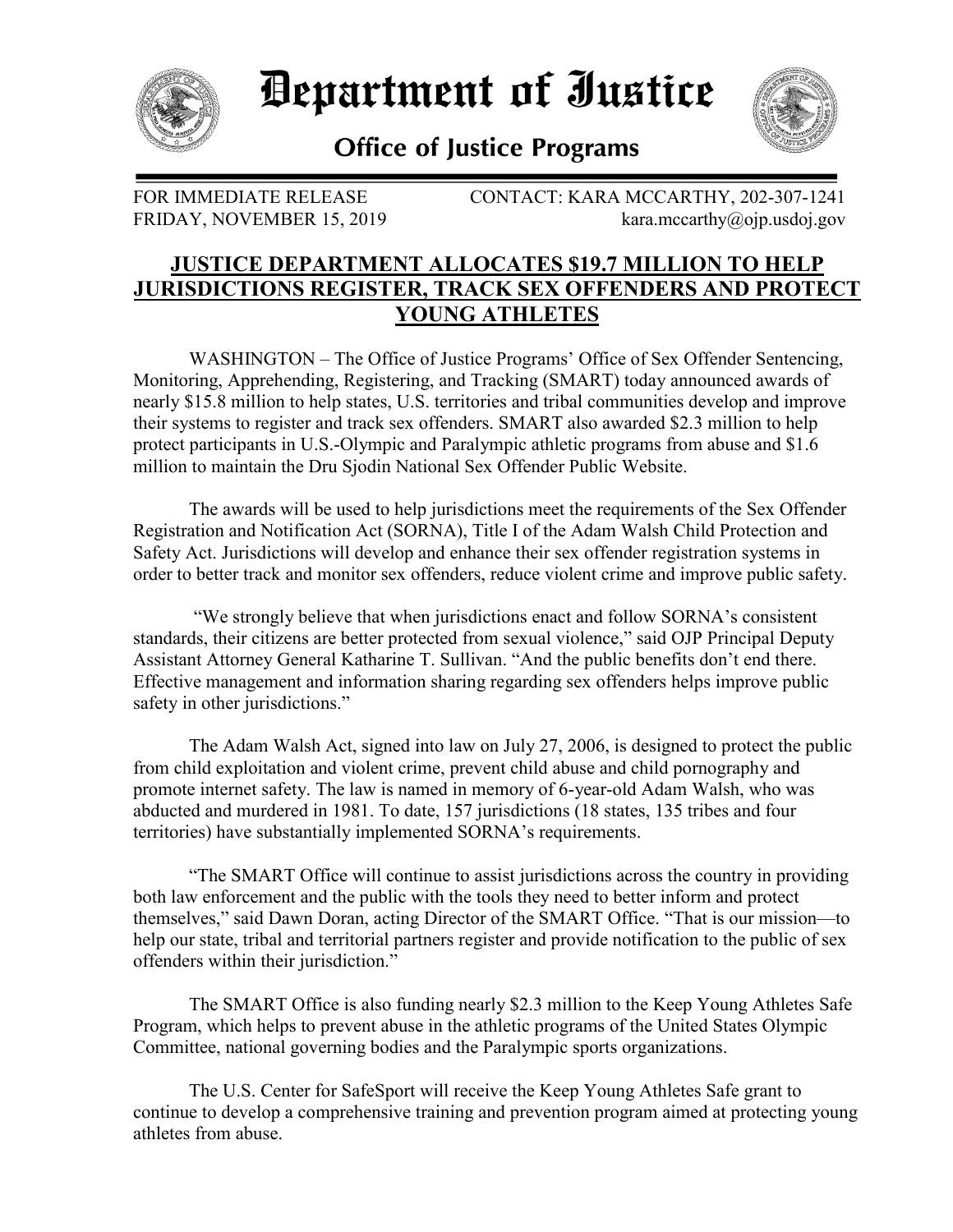# Department of Justice

## Office of Justice Programs

FOR IMMEDIATE RELEASE
FRIDAY, NOVEMBER 15, 2019

CONTACT: KARA MCCARTHY, 202-307-1241
kara.mccarthy@ojp.usdoj.gov

## JUSTICE DEPARTMENT ALLOCATES $19.7 MILLION TO HELP JURISDICTIONS REGISTER, TRACK SEX OFFENDERS AND PROTECT YOUNG ATHLETES

WASHINGTON – The Office of Justice Programs' Office of Sex Offender Sentencing, Monitoring, Apprehending, Registering, and Tracking (SMART) today announced awards of nearly $15.8 million to help states, U.S. territories and tribal communities develop and improve their systems to register and track sex offenders. SMART also awarded $2.3 million to help protect participants in U.S.-Olympic and Paralympic athletic programs from abuse and $1.6 million to maintain the Dru Sjodin National Sex Offender Public Website.

The awards will be used to help jurisdictions meet the requirements of the Sex Offender Registration and Notification Act (SORNA), Title I of the Adam Walsh Child Protection and Safety Act. Jurisdictions will develop and enhance their sex offender registration systems in order to better track and monitor sex offenders, reduce violent crime and improve public safety.

"We strongly believe that when jurisdictions enact and follow SORNA's consistent standards, their citizens are better protected from sexual violence," said OJP Principal Deputy Assistant Attorney General Katharine T. Sullivan. "And the public benefits don't end there. Effective management and information sharing regarding sex offenders helps improve public safety in other jurisdictions."

The Adam Walsh Act, signed into law on July 27, 2006, is designed to protect the public from child exploitation and violent crime, prevent child abuse and child pornography and promote internet safety. The law is named in memory of 6-year-old Adam Walsh, who was abducted and murdered in 1981. To date, 157 jurisdictions (18 states, 135 tribes and four territories) have substantially implemented SORNA's requirements.

"The SMART Office will continue to assist jurisdictions across the country in providing both law enforcement and the public with the tools they need to better inform and protect themselves," said Dawn Doran, acting Director of the SMART Office. "That is our mission—to help our state, tribal and territorial partners register and provide notification to the public of sex offenders within their jurisdiction."

The SMART Office is also funding nearly $2.3 million to the Keep Young Athletes Safe Program, which helps to prevent abuse in the athletic programs of the United States Olympic Committee, national governing bodies and the Paralympic sports organizations.

The U.S. Center for SafeSport will receive the Keep Young Athletes Safe grant to continue to develop a comprehensive training and prevention program aimed at protecting young athletes from abuse.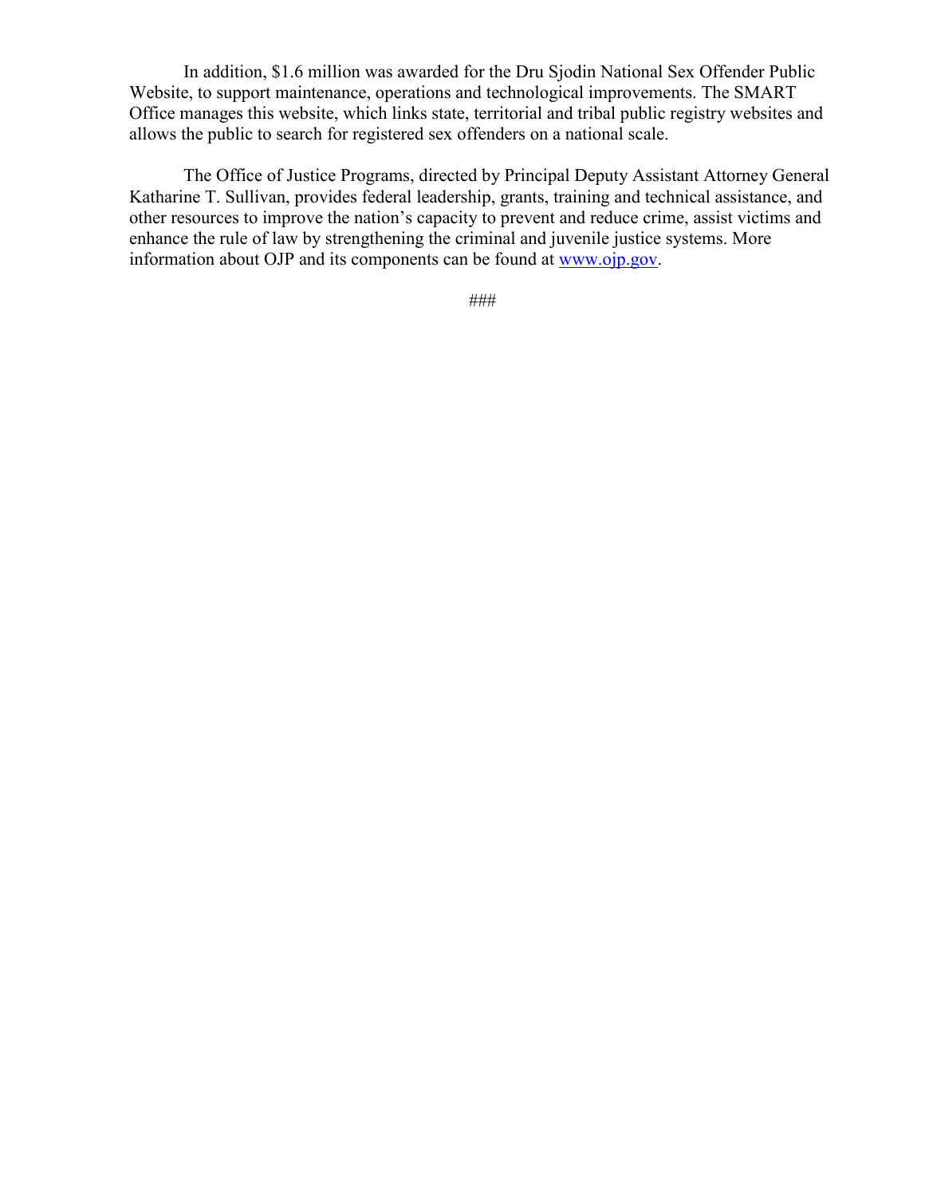In addition, $1.6 million was awarded for the Dru Sjodin National Sex Offender Public Website, to support maintenance, operations and technological improvements. The SMART Office manages this website, which links state, territorial and tribal public registry websites and allows the public to search for registered sex offenders on a national scale.

The Office of Justice Programs, directed by Principal Deputy Assistant Attorney General Katharine T. Sullivan, provides federal leadership, grants, training and technical assistance, and other resources to improve the nation's capacity to prevent and reduce crime, assist victims and enhance the rule of law by strengthening the criminal and juvenile justice systems. More information about OJP and its components can be found at [www.ojp.gov](http://www.ojp.gov).

###